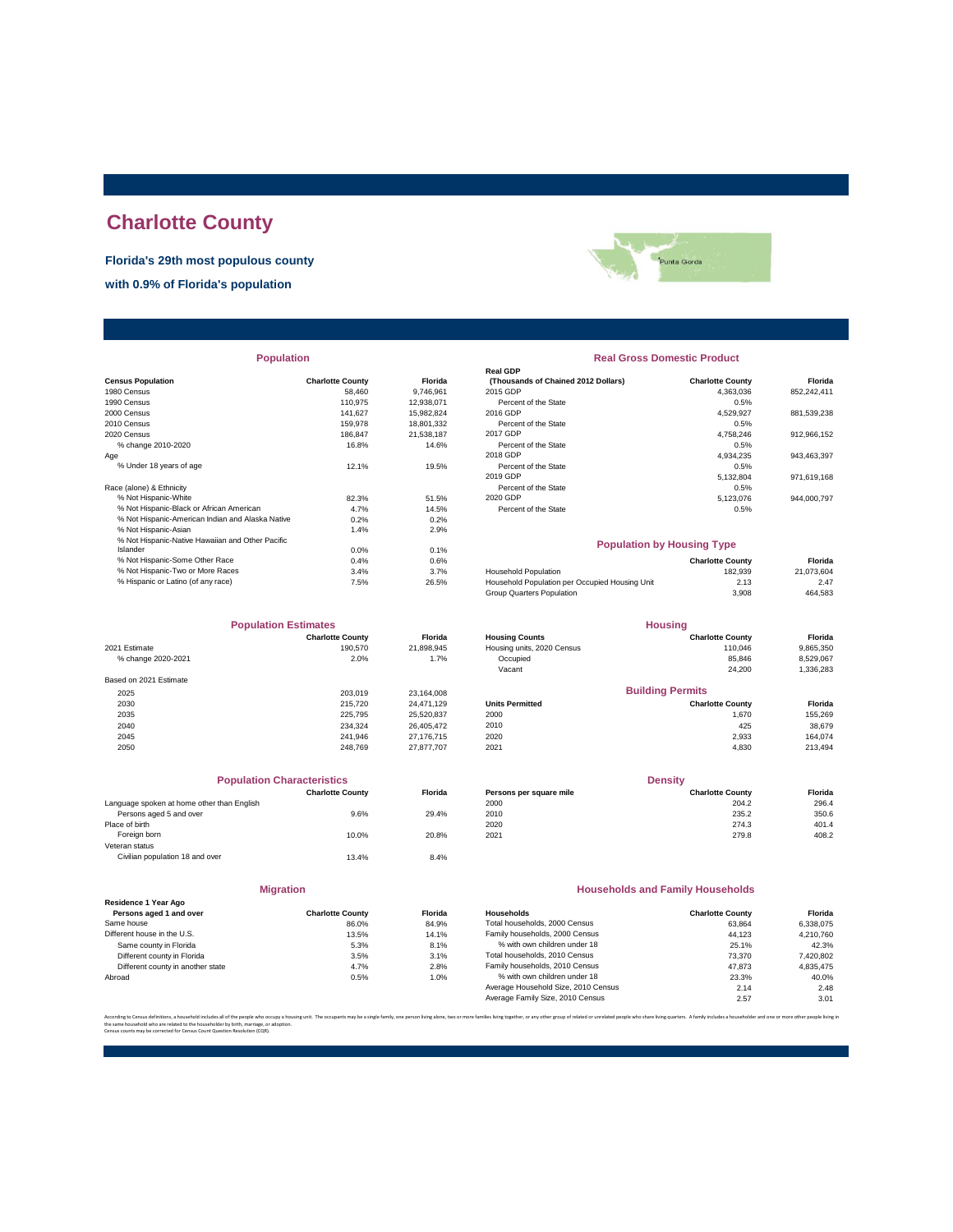# Charlotte County

**Florida's 29th most populous county**

**with 0.9% of Florida's population**

## Population

| Census Population | Charlotte County | Florida |
|---|---|---|
| 1980 Census | 58,460 | 9,746,961 |
| 1990 Census | 110,975 | 12,938,071 |
| 2000 Census | 141,627 | 15,982,824 |
| 2010 Census | 159,978 | 18,801,332 |
| 2020 Census | 186,847 | 21,538,187 |
| % change 2010-2020 | 16.8% | 14.6% |
| Age | | |
| % Under 18 years of age | 12.1% | 19.5% |
| Race (alone) & Ethnicity | | |
| % Not Hispanic-White | 82.3% | 51.5% |
| % Not Hispanic-Black or African American | 4.7% | 14.5% |
| % Not Hispanic-American Indian and Alaska Native | 0.2% | 0.2% |
| % Not Hispanic-Asian | 1.4% | 2.9% |
| % Not Hispanic-Native Hawaiian and Other Pacific Islander | 0.0% | 0.1% |
| % Not Hispanic-Some Other Race | 0.4% | 0.6% |
| % Not Hispanic-Two or More Races | 3.4% | 3.7% |
| % Hispanic or Latino (of any race) | 7.5% | 26.5% |

## Real Gross Domestic Product

| Real GDP (Thousands of Chained 2012 Dollars) | Charlotte County | Florida |
|---|---|---|
| 2015 GDP | 4,363,036 | 852,242,411 |
| Percent of the State | 0.5% | |
| 2016 GDP | 4,529,927 | 881,539,238 |
| Percent of the State | 0.5% | |
| 2017 GDP | 4,758,246 | 912,966,152 |
| Percent of the State | 0.5% | |
| 2018 GDP | 4,934,235 | 943,463,397 |
| Percent of the State | 0.5% | |
| 2019 GDP | 5,132,804 | 971,619,168 |
| Percent of the State | 0.5% | |
| 2020 GDP | 5,123,076 | 944,000,797 |
| Percent of the State | 0.5% | |

## Population by Housing Type

| | Charlotte County | Florida |
|---|---|---|
| Household Population | 182,939 | 21,073,604 |
| Household Population per Occupied Housing Unit | 2.13 | 2.47 |
| Group Quarters Population | 3,908 | 464,583 |

## Population Estimates

| | Charlotte County | Florida |
|---|---|---|
| 2021 Estimate | 190,570 | 21,898,945 |
| % change 2020-2021 | 2.0% | 1.7% |
| Based on 2021 Estimate | | |
| 2025 | 203,019 | 23,164,008 |
| 2030 | 215,720 | 24,471,129 |
| 2035 | 225,795 | 25,520,837 |
| 2040 | 234,324 | 26,405,472 |
| 2045 | 241,946 | 27,176,715 |
| 2050 | 248,769 | 27,877,707 |

## Housing

| Housing Counts | Charlotte County | Florida |
|---|---|---|
| Housing units, 2020 Census | 110,046 | 9,865,350 |
| Occupied | 85,846 | 8,529,067 |
| Vacant | 24,200 | 1,336,283 |

## Building Permits

| Units Permitted | Charlotte County | Florida |
|---|---|---|
| 2000 | 1,670 | 155,269 |
| 2010 | 425 | 38,679 |
| 2020 | 2,933 | 164,074 |
| 2021 | 4,830 | 213,494 |

## Population Characteristics

| | Charlotte County | Florida |
|---|---|---|
| Language spoken at home other than English | | |
| Persons aged 5 and over | 9.6% | 29.4% |
| Place of birth | | |
| Foreign born | 10.0% | 20.8% |
| Veteran status | | |
| Civilian population 18 and over | 13.4% | 8.4% |

## Density

| Persons per square mile | Charlotte County | Florida |
|---|---|---|
| 2000 | 204.2 | 296.4 |
| 2010 | 235.2 | 350.6 |
| 2020 | 274.3 | 401.4 |
| 2021 | 279.8 | 408.2 |

## Migration

| Residence 1 Year Ago Persons aged 1 and over | Charlotte County | Florida |
|---|---|---|
| Same house | 86.0% | 84.9% |
| Different house in the U.S. | 13.5% | 14.1% |
| Same county in Florida | 5.3% | 8.1% |
| Different county in Florida | 3.5% | 3.1% |
| Different county in another state | 4.7% | 2.8% |
| Abroad | 0.5% | 1.0% |

## Households and Family Households

| Households | Charlotte County | Florida |
|---|---|---|
| Total households, 2000 Census | 63,864 | 6,338,075 |
| Family households, 2000 Census | 44,123 | 4,210,760 |
| % with own children under 18 | 25.1% | 42.3% |
| Total households, 2010 Census | 73,370 | 7,420,802 |
| Family households, 2010 Census | 47,873 | 4,835,475 |
| % with own children under 18 | 23.3% | 40.0% |
| Average Household Size, 2010 Census | 2.14 | 2.48 |
| Average Family Size, 2010 Census | 2.57 | 3.01 |

According to Census definitions, a household includes all of the people who occupy a housing unit. The occupants may be a single family, one person living alone, two or more families living together, or any other group of related or unrelated people who share living quarters. A family includes a householder and one or more other people living in the same household who are related to the householder by birth, marriage, or adoption.
Census counts may be corrected for Census Count Question Resolution (CQR).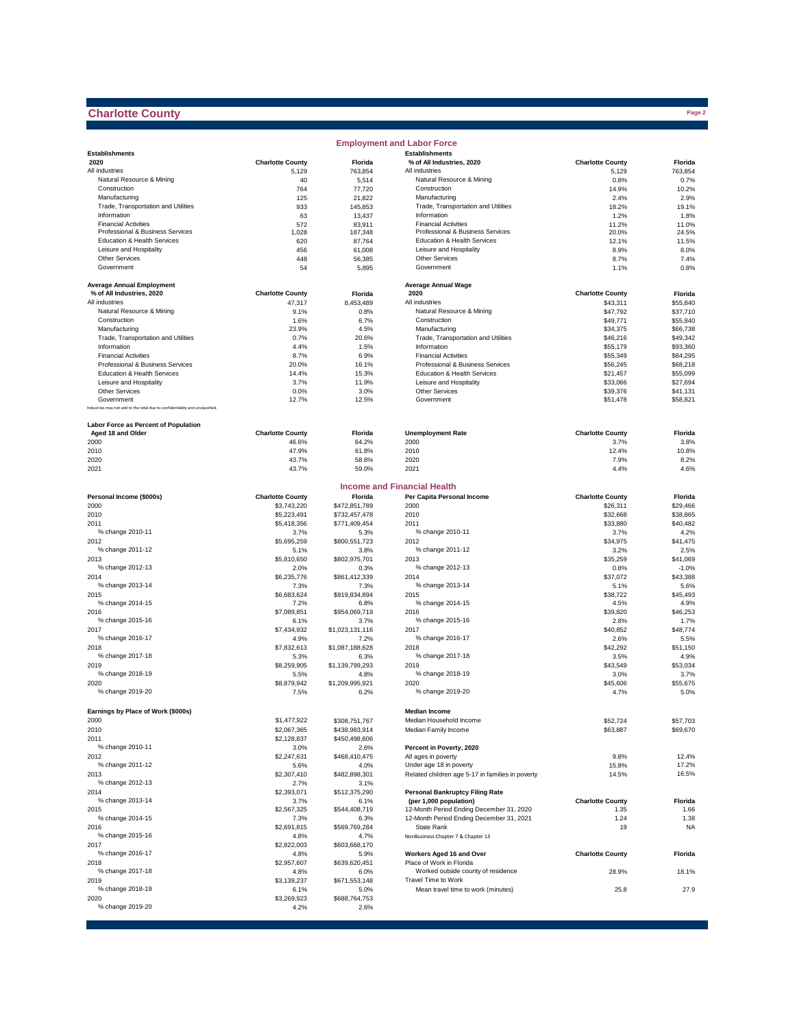# Charlotte County

## Employment and Labor Force

| Establishments 2020 | Charlotte County | Florida |
|---|---|---|
| All industries | 5,129 | 763,854 |
| Natural Resource & Mining | 40 | 5,514 |
| Construction | 764 | 77,720 |
| Manufacturing | 125 | 21,822 |
| Trade, Transportation and Utilities | 933 | 145,853 |
| Information | 63 | 13,437 |
| Financial Activities | 572 | 83,911 |
| Professional & Business Services | 1,028 | 187,348 |
| Education & Health Services | 620 | 87,764 |
| Leisure and Hospitality | 456 | 61,008 |
| Other Services | 448 | 56,385 |
| Government | 54 | 5,895 |

| Establishments % of All Industries, 2020 | Charlotte County | Florida |
|---|---|---|
| All industries | 5,129 | 763,854 |
| Natural Resource & Mining | 0.8% | 0.7% |
| Construction | 14.9% | 10.2% |
| Manufacturing | 2.4% | 2.9% |
| Trade, Transportation and Utilities | 18.2% | 19.1% |
| Information | 1.2% | 1.8% |
| Financial Activities | 11.2% | 11.0% |
| Professional & Business Services | 20.0% | 24.5% |
| Education & Health Services | 12.1% | 11.5% |
| Leisure and Hospitality | 8.9% | 8.0% |
| Other Services | 8.7% | 7.4% |
| Government | 1.1% | 0.8% |

| Average Annual Employment % of All Industries, 2020 | Charlotte County | Florida |
|---|---|---|
| All industries | 47,317 | 8,453,489 |
| Natural Resource & Mining | 9.1% | 0.8% |
| Construction | 1.6% | 6.7% |
| Manufacturing | 23.9% | 4.5% |
| Trade, Transportation and Utilities | 0.7% | 20.6% |
| Information | 4.4% | 1.5% |
| Financial Activities | 8.7% | 6.9% |
| Professional & Business Services | 20.0% | 16.1% |
| Education & Health Services | 14.4% | 15.3% |
| Leisure and Hospitality | 3.7% | 11.9% |
| Other Services | 0.0% | 3.0% |
| Government | 12.7% | 12.5% |

Industries may not add to the total due to confidentiality and unclassified.

| Average Annual Wage 2020 | Charlotte County | Florida |
|---|---|---|
| All industries | $43,311 | $55,840 |
| Natural Resource & Mining | $47,792 | $37,710 |
| Construction | $49,771 | $55,840 |
| Manufacturing | $34,375 | $66,738 |
| Trade, Transportation and Utilities | $46,216 | $49,342 |
| Information | $55,179 | $93,360 |
| Financial Activities | $55,349 | $84,295 |
| Professional & Business Services | $56,245 | $68,218 |
| Education & Health Services | $21,457 | $55,099 |
| Leisure and Hospitality | $33,066 | $27,694 |
| Other Services | $39,376 | $41,131 |
| Government | $51,478 | $58,821 |

| Labor Force as Percent of Population Aged 18 and Older | Charlotte County | Florida |
|---|---|---|
| 2000 | 46.6% | 64.2% |
| 2010 | 47.9% | 61.8% |
| 2020 | 43.7% | 58.6% |
| 2021 | 43.7% | 59.0% |

| Unemployment Rate | Charlotte County | Florida |
|---|---|---|
| 2000 | 3.7% | 3.8% |
| 2010 | 12.4% | 10.8% |
| 2020 | 7.9% | 8.2% |
| 2021 | 4.4% | 4.6% |

## Income and Financial Health

| Personal Income ($000s) | Charlotte County | Florida |
|---|---|---|
| 2000 | $3,743,220 | $472,851,789 |
| 2010 | $5,223,491 | $732,457,478 |
| 2011 | $5,418,356 | $771,409,454 |
| % change 2010-11 | 3.7% | 5.3% |
| 2012 | $5,695,259 | $800,551,723 |
| % change 2011-12 | 5.1% | 3.8% |
| 2013 | $5,810,650 | $802,975,701 |
| % change 2012-13 | 2.0% | 0.3% |
| 2014 | $6,235,776 | $861,412,339 |
| % change 2013-14 | 7.3% | 7.3% |
| 2015 | $6,683,624 | $919,834,894 |
| % change 2014-15 | 7.2% | 6.8% |
| 2016 | $7,089,851 | $954,069,719 |
| % change 2015-16 | 6.1% | 3.7% |
| 2017 | $7,434,932 | $1,023,131,116 |
| % change 2016-17 | 4.9% | 7.2% |
| 2018 | $7,832,613 | $1,087,188,628 |
| % change 2017-18 | 5.3% | 6.3% |
| 2019 | $8,259,905 | $1,139,799,293 |
| % change 2018-19 | 5.5% | 4.8% |
| 2020 | $8,879,942 | $1,209,995,921 |
| % change 2019-20 | 7.5% | 6.2% |

| Per Capita Personal Income | Charlotte County | Florida |
|---|---|---|
| 2000 | $26,311 | $29,466 |
| 2010 | $32,668 | $38,865 |
| 2011 | $33,880 | $40,482 |
| % change 2010-11 | 3.7% | 4.2% |
| 2012 | $34,975 | $41,475 |
| % change 2011-12 | 3.2% | 2.5% |
| 2013 | $35,259 | $41,069 |
| % change 2012-13 | 0.8% | -1.0% |
| 2014 | $37,072 | $43,388 |
| % change 2013-14 | 5.1% | 5.6% |
| 2015 | $38,722 | $45,493 |
| % change 2014-15 | 4.5% | 4.9% |
| 2016 | $39,820 | $46,253 |
| % change 2015-16 | 2.8% | 1.7% |
| 2017 | $40,852 | $48,774 |
| % change 2016-17 | 2.6% | 5.5% |
| 2018 | $42,292 | $51,150 |
| % change 2017-18 | 3.5% | 4.9% |
| 2019 | $43,549 | $53,034 |
| % change 2018-19 | 3.0% | 3.7% |
| 2020 | $45,606 | $55,675 |
| % change 2019-20 | 4.7% | 5.0% |

| Earnings by Place of Work ($000s) | Charlotte County | Florida |
|---|---|---|
| 2000 | $1,477,922 | $308,751,767 |
| 2010 | $2,067,365 | $438,983,914 |
| 2011 | $2,128,837 | $450,498,606 |
| % change 2010-11 | 3.0% | 2.6% |
| 2012 | $2,247,631 | $468,410,475 |
| % change 2011-12 | 5.6% | 4.0% |
| 2013 | $2,307,410 | $482,898,301 |
| % change 2012-13 | 2.7% | 3.1% |
| 2014 | $2,393,071 | $512,375,290 |
| % change 2013-14 | 3.7% | 6.1% |
| 2015 | $2,567,325 | $544,408,719 |
| % change 2014-15 | 7.3% | 6.3% |
| 2016 | $2,691,815 | $569,769,284 |
| % change 2015-16 | 4.8% | 4.7% |
| 2017 | $2,822,003 | $603,668,170 |
| % change 2016-17 | 4.8% | 5.9% |
| 2018 | $2,957,607 | $639,620,451 |
| % change 2017-18 | 4.8% | 6.0% |
| 2019 | $3,139,237 | $671,553,148 |
| % change 2018-19 | 6.1% | 5.0% |
| 2020 | $3,269,923 | $688,764,753 |
| % change 2019-20 | 4.2% | 2.6% |

| Median Income | Charlotte County | Florida |
|---|---|---|
| Median Household Income | $52,724 | $57,703 |
| Median Family Income | $63,887 | $69,670 |

| Percent in Poverty, 2020 | Charlotte County | Florida |
|---|---|---|
| All ages in poverty | 9.8% | 12.4% |
| Under age 18 in poverty | 15.8% | 17.2% |
| Related children age 5-17 in families in poverty | 14.5% | 16.5% |

| Personal Bankruptcy Filing Rate (per 1,000 population) | Charlotte County | Florida |
|---|---|---|
| 12-Month Period Ending December 31, 2020 | 1.35 | 1.66 |
| 12-Month Period Ending December 31, 2021 | 1.24 | 1.38 |
| State Rank | 19 | NA |

NonBusiness Chapter 7 & Chapter 13

| Workers Aged 16 and Over | Charlotte County | Florida |
|---|---|---|
| Place of Work in Florida | | |
| Worked outside county of residence | 28.9% | 18.1% |
| Travel Time to Work | | |
| Mean travel time to work (minutes) | 25.8 | 27.9 |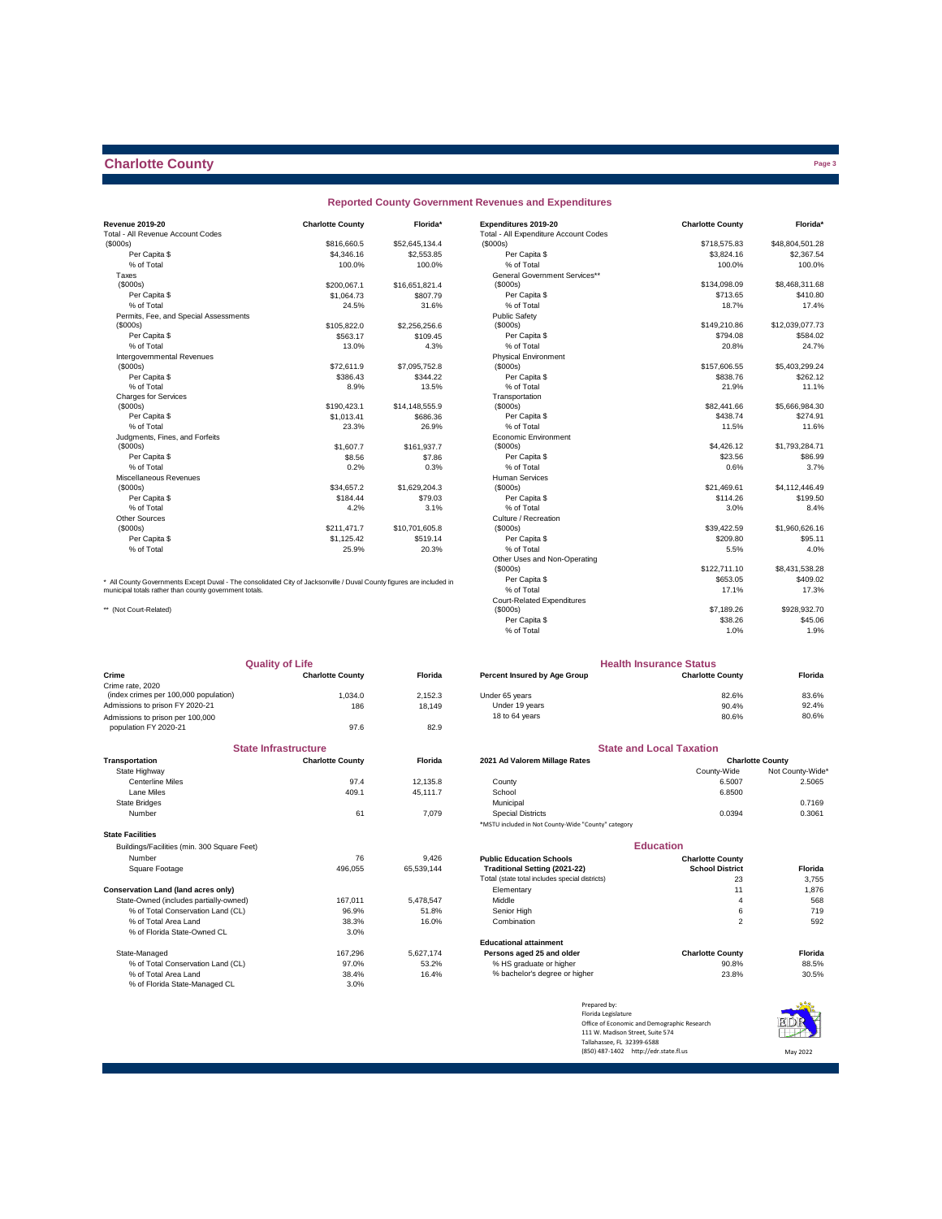# Charlotte County

## Reported County Government Revenues and Expenditures

| Revenue 2019-20 | Charlotte County | Florida* |
|---|---|---|
| Total - All Revenue Account Codes | | |
| ($000s) | $816,660.5 | $52,645,134.4 |
| Per Capita $ | $4,346.16 | $2,553.85 |
| % of Total | 100.0% | 100.0% |
| Taxes | | |
| ($000s) | $200,067.1 | $16,651,821.4 |
| Per Capita $ | $1,064.73 | $807.79 |
| % of Total | 24.5% | 31.6% |
| Permits, Fee, and Special Assessments | | |
| ($000s) | $105,822.0 | $2,256,256.6 |
| Per Capita $ | $563.17 | $109.45 |
| % of Total | 13.0% | 4.3% |
| Intergovernmental Revenues | | |
| ($000s) | $72,611.9 | $7,095,752.8 |
| Per Capita $ | $386.43 | $344.22 |
| % of Total | 8.9% | 13.5% |
| Charges for Services | | |
| ($000s) | $190,423.1 | $14,148,555.9 |
| Per Capita $ | $1,013.41 | $686.36 |
| % of Total | 23.3% | 26.9% |
| Judgments, Fines, and Forfeits | | |
| ($000s) | $1,607.7 | $161,937.7 |
| Per Capita $ | $8.56 | $7.86 |
| % of Total | 0.2% | 0.3% |
| Miscellaneous Revenues | | |
| ($000s) | $34,657.2 | $1,629,204.3 |
| Per Capita $ | $184.44 | $79.03 |
| % of Total | 4.2% | 3.1% |
| Other Sources | | |
| ($000s) | $211,471.7 | $10,701,605.8 |
| Per Capita $ | $1,125.42 | $519.14 |
| % of Total | 25.9% | 20.3% |

* All County Governments Except Duval - The consolidated City of Jacksonville / Duval County figures are included in municipal totals rather than county government totals.

** (Not Court-Related)

| Expenditures 2019-20 | Charlotte County | Florida* |
|---|---|---|
| Total - All Expenditure Account Codes | | |
| ($000s) | $718,575.83 | $48,804,501.28 |
| Per Capita $ | $3,824.16 | $2,367.54 |
| % of Total | 100.0% | 100.0% |
| General Government Services** | | |
| ($000s) | $134,098.09 | $8,468,311.68 |
| Per Capita $ | $713.65 | $410.80 |
| % of Total | 18.7% | 17.4% |
| Public Safety | | |
| ($000s) | $149,210.86 | $12,039,077.73 |
| Per Capita $ | $794.08 | $584.02 |
| % of Total | 20.8% | 24.7% |
| Physical Environment | | |
| ($000s) | $157,606.55 | $5,403,299.24 |
| Per Capita $ | $838.76 | $262.12 |
| % of Total | 21.9% | 11.1% |
| Transportation | | |
| ($000s) | $82,441.66 | $5,666,984.30 |
| Per Capita $ | $438.74 | $274.91 |
| % of Total | 11.5% | 11.6% |
| Economic Environment | | |
| ($000s) | $4,426.12 | $1,793,284.71 |
| Per Capita $ | $23.56 | $86.99 |
| % of Total | 0.6% | 3.7% |
| Human Services | | |
| ($000s) | $21,469.61 | $4,112,446.49 |
| Per Capita $ | $114.26 | $199.50 |
| % of Total | 3.0% | 8.4% |
| Culture / Recreation | | |
| ($000s) | $39,422.59 | $1,960,626.16 |
| Per Capita $ | $209.80 | $95.11 |
| % of Total | 5.5% | 4.0% |
| Other Uses and Non-Operating | | |
| ($000s) | $122,711.10 | $8,431,538.28 |
| Per Capita $ | $653.05 | $409.02 |
| % of Total | 17.1% | 17.3% |
| Court-Related Expenditures | | |
| ($000s) | $7,189.26 | $928,932.70 |
| Per Capita $ | $38.26 | $45.06 |
| % of Total | 1.0% | 1.9% |

## Quality of Life

| Crime | Charlotte County | Florida |
|---|---|---|
| Crime rate, 2020 (index crimes per 100,000 population) | 1,034.0 | 2,152.3 |
| Admissions to prison FY 2020-21 | 186 | 18,149 |
| Admissions to prison per 100,000 population FY 2020-21 | 97.6 | 82.9 |

## Health Insurance Status

| Percent Insured by Age Group | Charlotte County | Florida |
|---|---|---|
| Under 65 years | 82.6% | 83.6% |
| Under 19 years | 90.4% | 92.4% |
| 18 to 64 years | 80.6% | 80.6% |

## State Infrastructure

| Transportation | Charlotte County | Florida |
|---|---|---|
| State Highway | | |
| Centerline Miles | 97.4 | 12,135.8 |
| Lane Miles | 409.1 | 45,111.7 |
| State Bridges | | |
| Number | 61 | 7,079 |

| State Facilities | Charlotte County | Florida |
|---|---|---|
| Buildings/Facilities (min. 300 Square Feet) | | |
| Number | 76 | 9,426 |
| Square Footage | 496,055 | 65,539,144 |

| Conservation Land (land acres only) | Charlotte County | Florida |
|---|---|---|
| State-Owned (includes partially-owned) | 167,011 | 5,478,547 |
| % of Total Conservation Land (CL) | 96.9% | 51.8% |
| % of Total Area Land | 38.3% | 16.0% |
| % of Florida State-Owned CL | 3.0% | |
| State-Managed | 167,296 | 5,627,174 |
| % of Total Conservation Land (CL) | 97.0% | 53.2% |
| % of Total Area Land | 38.4% | 16.4% |
| % of Florida State-Managed CL | 3.0% | |

## State and Local Taxation

| 2021 Ad Valorem Millage Rates | Charlotte County County-Wide | Charlotte County Not County-Wide* |
|---|---|---|
| County | 6.5007 | 2.5065 |
| School | 6.8500 | |
| Municipal | | 0.7169 |
| Special Districts | 0.0394 | 0.3061 |

*MSTU included in Not County-Wide "County" category

## Education

| Public Education Schools Traditional Setting (2021-22) | Charlotte County School District | Florida |
|---|---|---|
| Total (state total includes special districts) | 23 | 3,755 |
| Elementary | 11 | 1,876 |
| Middle | 4 | 568 |
| Senior High | 6 | 719 |
| Combination | 2 | 592 |

| Educational attainment Persons aged 25 and older | Charlotte County | Florida |
|---|---|---|
| % HS graduate or higher | 90.8% | 88.5% |
| % bachelor's degree or higher | 23.8% | 30.5% |

Prepared by:
Florida Legislature
Office of Economic and Demographic Research
111 W. Madison Street, Suite 574
Tallahassee, FL 32399-6588
(850) 487-1402 http://edr.state.fl.us

May 2022